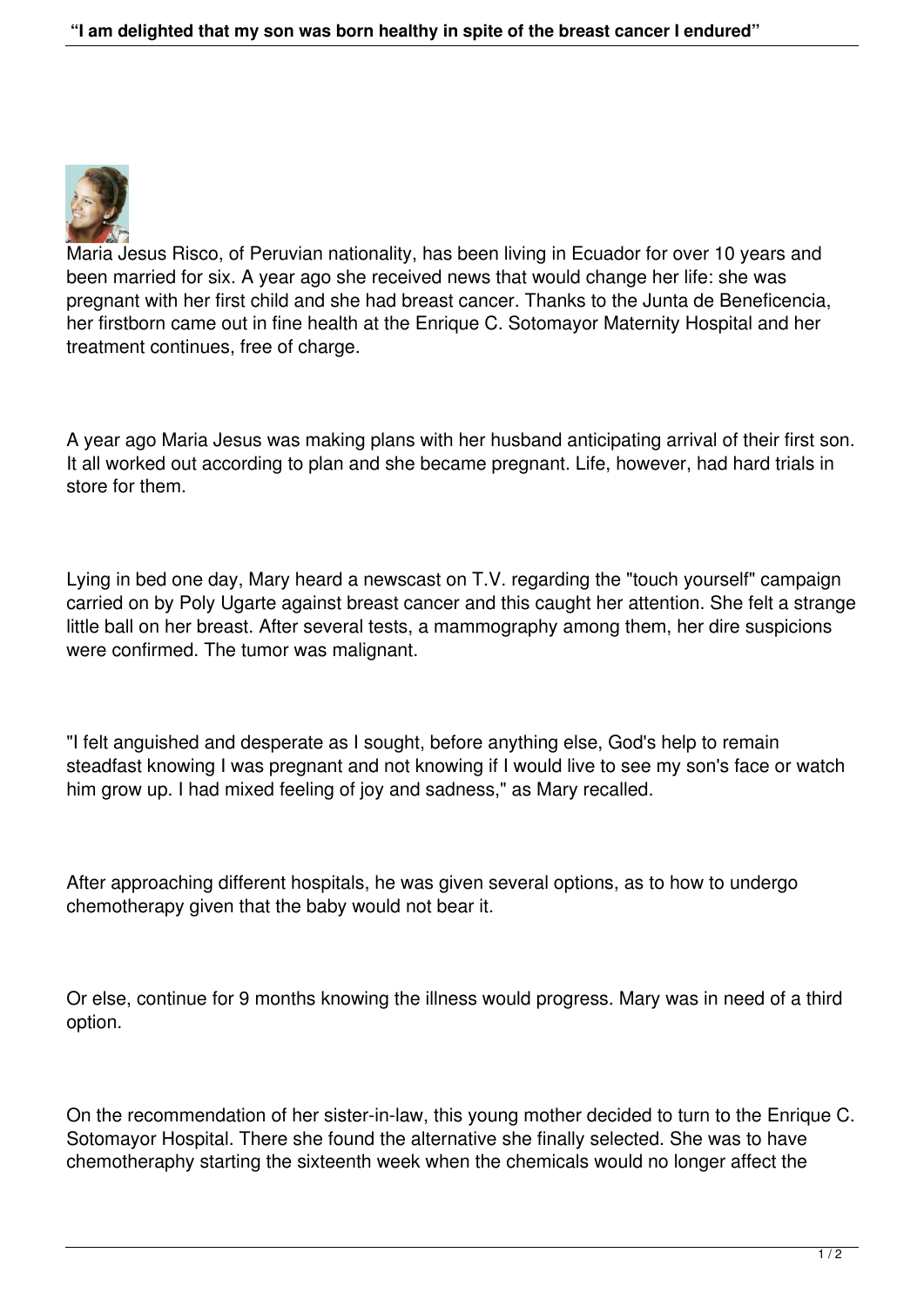Maria Jesus Risco, of Peruvian nationality, has been living in Ecuador for over 10 years and been married for six. A year ago she received news that would change her life: she was pregnant with her first child and she had breast cancer. Thanks to the Junta de Beneficencia, her firstborn came out in fine health at the Enrique C. Sotomayor Maternity Hospital and her treatment continues, free of charge.

A year ago Maria Jesus was making plans with her husband anticipating arrival of their first son. It all worked out according to plan and she became pregnant. Life, however, had hard trials in store for them.

Lying in bed one day, Mary heard a newscast on T.V. regarding the "touch yourself" campaign carried on by Poly Ugarte against breast cancer and this caught her attention. She felt a strange little ball on her breast. After several tests, a mammography among them, her dire suspicions were confirmed. The tumor was malignant.

"I felt anguished and desperate as I sought, before anything else, God's help to remain steadfast knowing I was pregnant and not knowing if I would live to see my son's face or watch him grow up. I had mixed feeling of joy and sadness," as Mary recalled.

After approaching different hospitals, he was given several options, as to how to undergo chemotherapy given that the baby would not bear it.

Or else, continue for 9 months knowing the illness would progress. Mary was in need of a third option.

On the recommendation of her sister-in-law, this young mother decided to turn to the Enrique C. Sotomayor Hospital. There she found the alternative she finally selected. She was to have chemotheraphy starting the sixteenth week when the chemicals would no longer affect the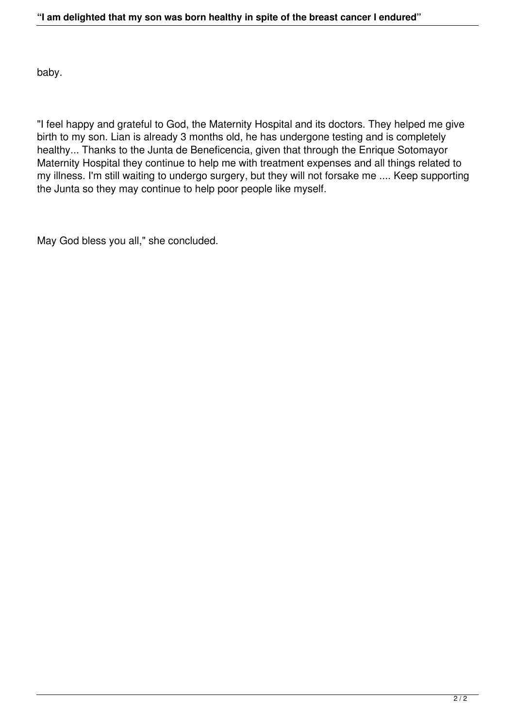baby.

"I feel happy and grateful to God, the Maternity Hospital and its doctors. They helped me give birth to my son. Lian is already 3 months old, he has undergone testing and is completely healthy... Thanks to the Junta de Beneficencia, given that through the Enrique Sotomayor Maternity Hospital they continue to help me with treatment expenses and all things related to my illness. I'm still waiting to undergo surgery, but they will not forsake me .... Keep supporting the Junta so they may continue to help poor people like myself.

May God bless you all," she concluded.